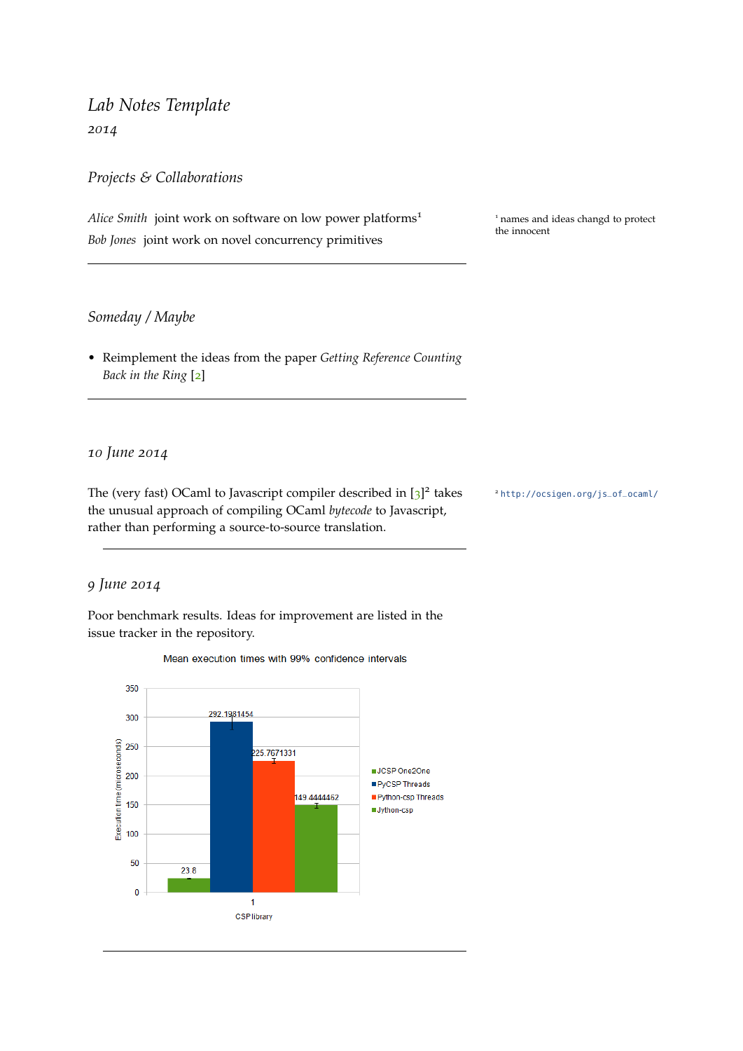# *Lab Notes Template*

*2014*

## *Projects & Collaborations*

*Alice Smith* joint work on software on low power platforms[1]

*Bob Jones* joint work on novel concurrency primitives

[1] names and ideas changd to protect the innocent

---

## *Someday / Maybe*

- Reimplement the ideas from the paper *Getting Reference Counting Back in the Ring* [2]

---

## *10 June 2014*

The (very fast) OCaml to Javascript compiler described in [3][2] takes the unusual approach of compiling OCaml *bytecode* to Javascript, rather than performing a source-to-source translation.

[2] http://ocsigen.org/js_of_ocaml/

---

## *9 June 2014*

Poor benchmark results. Ideas for improvement are listed in the issue tracker in the repository.

Mean execution times with 99% confidence intervals

| CSP library | Execution time (microseconds) |
|---|---|
| JCSP One2One | 23.8 |
| PyCSP Threads | 292.1981454 |
| Python-csp Threads | 225.7671331 |
| Jython-csp | 149.4444462 |

---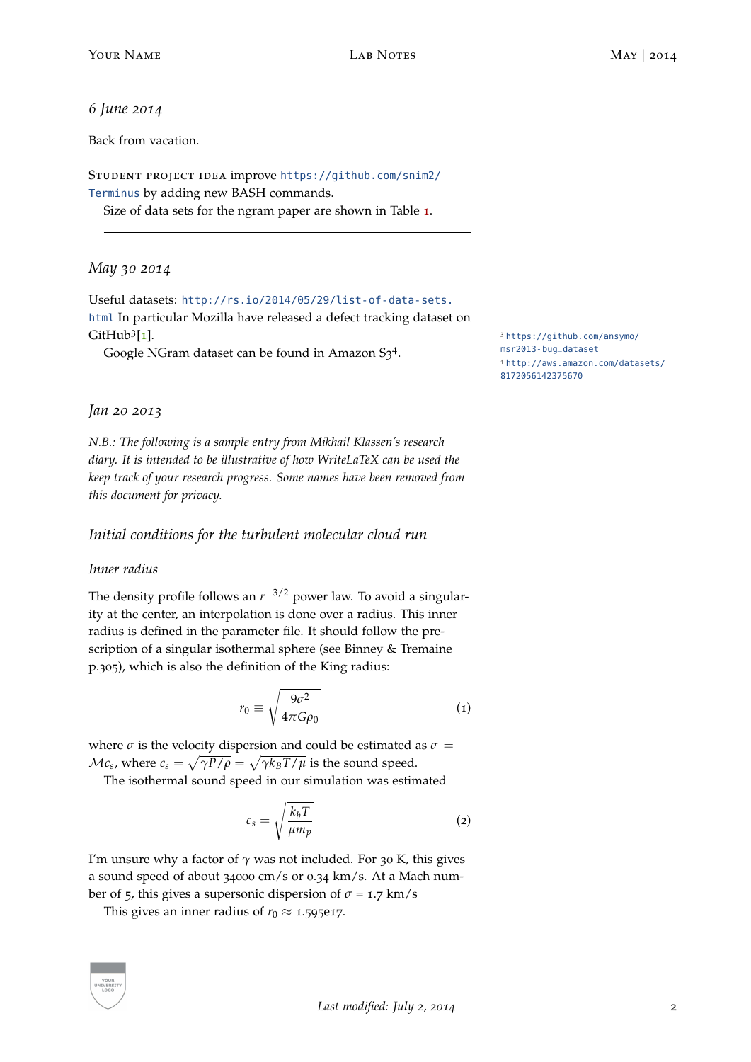*6 June 2014*

Back from vacation.

STUDENT PROJECT IDEA improve https://github.com/snim2/Terminus by adding new BASH commands.

Size of data sets for the ngram paper are shown in Table 1.

---

*May 30 2014*

Useful datasets: http://rs.io/2014/05/29/list-of-data-sets.html In particular Mozilla have released a defect tracking dataset on GitHub[3][1].

Google NGram dataset can be found in Amazon S3[4].

[3] https://github.com/ansymo/msr2013-bug_dataset

[4] http://aws.amazon.com/datasets/8172056142375670

---

*Jan 20 2013*

*N.B.: The following is a sample entry from Mikhail Klassen's research diary. It is intended to be illustrative of how WriteLaTeX can be used the keep track of your research progress. Some names have been removed from this document for privacy.*

## *Initial conditions for the turbulent molecular cloud run*

### *Inner radius*

The density profile follows an $r^{-3/2}$ power law. To avoid a singularity at the center, an interpolation is done over a radius. This inner radius is defined in the parameter file. It should follow the prescription of a singular isothermal sphere (see Binney & Tremaine p.305), which is also the definition of the King radius:

$$r_0 \equiv \sqrt{\frac{9\sigma^2}{4\pi G\rho_0}} \tag{1}$$

where $\sigma$ is the velocity dispersion and could be estimated as $\sigma = \mathcal{M}c_s$, where $c_s = \sqrt{\gamma P/\rho} = \sqrt{\gamma k_B T/\mu}$ is the sound speed.

The isothermal sound speed in our simulation was estimated

$$c_s = \sqrt{\frac{k_b T}{\mu m_p}} \tag{2}$$

I'm unsure why a factor of $\gamma$ was not included. For 30 K, this gives a sound speed of about 34000 cm/s or 0.34 km/s. At a Mach number of 5, this gives a supersonic dispersion of $\sigma$ = 1.7 km/s

This gives an inner radius of $r_0 \approx$ 1.595e17.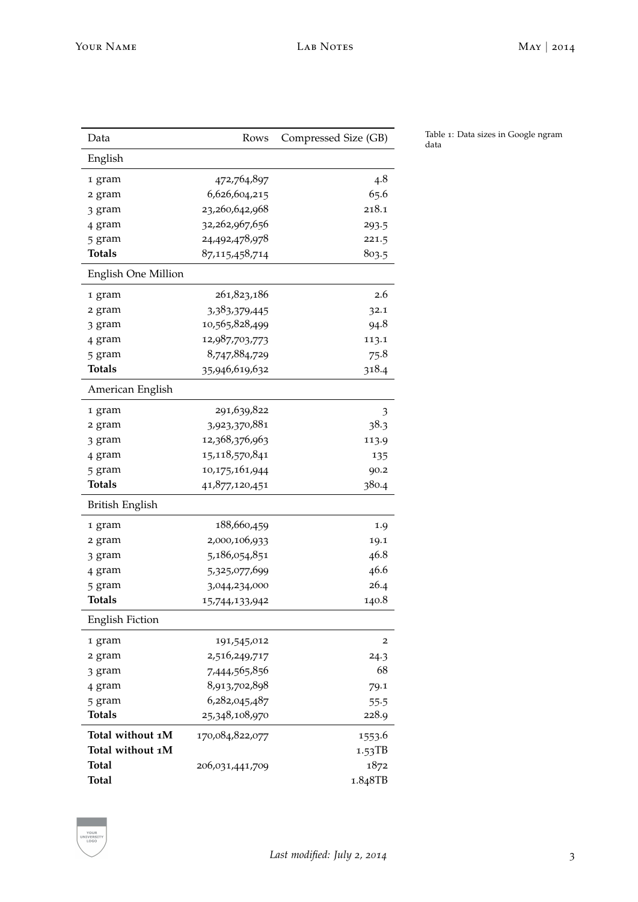| Data | Rows | Compressed Size (GB) |
| --- | ---: | ---: |
| English | | |
| 1 gram | 472,764,897 | 4.8 |
| 2 gram | 6,626,604,215 | 65.6 |
| 3 gram | 23,260,642,968 | 218.1 |
| 4 gram | 32,262,967,656 | 293.5 |
| 5 gram | 24,492,478,978 | 221.5 |
| **Totals** | 87,115,458,714 | 803.5 |
| English One Million | | |
| 1 gram | 261,823,186 | 2.6 |
| 2 gram | 3,383,379,445 | 32.1 |
| 3 gram | 10,565,828,499 | 94.8 |
| 4 gram | 12,987,703,773 | 113.1 |
| 5 gram | 8,747,884,729 | 75.8 |
| **Totals** | 35,946,619,632 | 318.4 |
| American English | | |
| 1 gram | 291,639,822 | 3 |
| 2 gram | 3,923,370,881 | 38.3 |
| 3 gram | 12,368,376,963 | 113.9 |
| 4 gram | 15,118,570,841 | 135 |
| 5 gram | 10,175,161,944 | 90.2 |
| **Totals** | 41,877,120,451 | 380.4 |
| British English | | |
| 1 gram | 188,660,459 | 1.9 |
| 2 gram | 2,000,106,933 | 19.1 |
| 3 gram | 5,186,054,851 | 46.8 |
| 4 gram | 5,325,077,699 | 46.6 |
| 5 gram | 3,044,234,000 | 26.4 |
| **Totals** | 15,744,133,942 | 140.8 |
| English Fiction | | |
| 1 gram | 191,545,012 | 2 |
| 2 gram | 2,516,249,717 | 24.3 |
| 3 gram | 7,444,565,856 | 68 |
| 4 gram | 8,913,702,898 | 79.1 |
| 5 gram | 6,282,045,487 | 55.5 |
| **Totals** | 25,348,108,970 | 228.9 |
| **Total without 1M** | 170,084,822,077 | 1553.6 |
| **Total without 1M** | | 1.53TB |
| **Total** | 206,031,441,709 | 1872 |
| **Total** | | 1.848TB |

Table 1: Data sizes in Google ngram data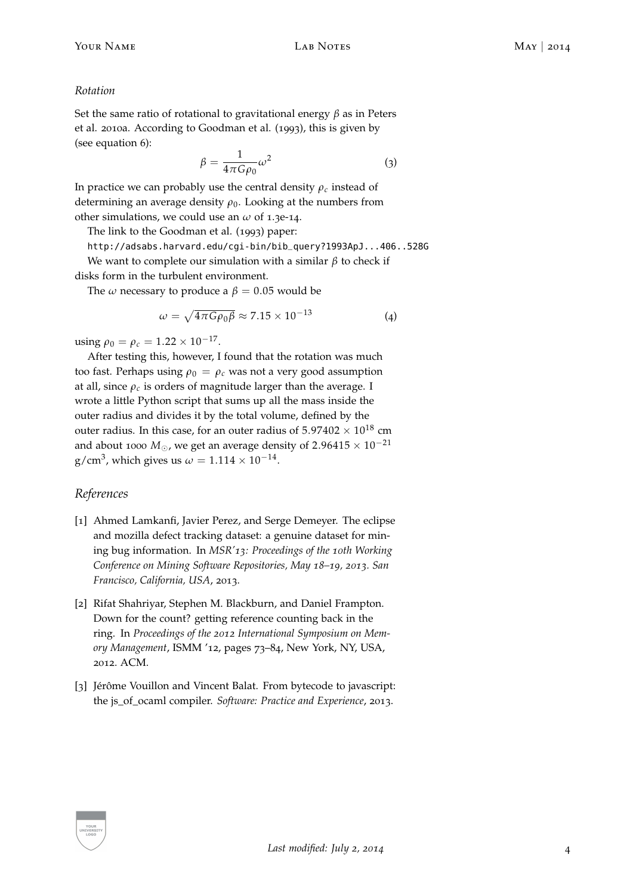### *Rotation*

Set the same ratio of rotational to gravitational energy $\beta$ as in Peters et al. 2010a. According to Goodman et al. (1993), this is given by (see equation 6):

$$\beta = \frac{1}{4\pi G\rho_0}\omega^2 \tag{3}$$

In practice we can probably use the central density $\rho_c$ instead of determining an average density $\rho_0$. Looking at the numbers from other simulations, we could use an $\omega$ of 1.3e-14.

The link to the Goodman et al. (1993) paper:

```
http://adsabs.harvard.edu/cgi-bin/bib_query?1993ApJ...406..528G
```

We want to complete our simulation with a similar $\beta$ to check if disks form in the turbulent environment.

The $\omega$ necessary to produce a $\beta = 0.05$ would be

$$\omega = \sqrt{4\pi G\rho_0\beta} \approx 7.15 \times 10^{-13} \tag{4}$$

using $\rho_0 = \rho_c = 1.22 \times 10^{-17}$.

After testing this, however, I found that the rotation was much too fast. Perhaps using $\rho_0 = \rho_c$ was not a very good assumption at all, since $\rho_c$ is orders of magnitude larger than the average. I wrote a little Python script that sums up all the mass inside the outer radius and divides it by the total volume, defined by the outer radius. In this case, for an outer radius of $5.97402 \times 10^{18}$ cm and about 1000 $M_\odot$, we get an average density of $2.96415 \times 10^{-21}$ g/cm$^3$, which gives us $\omega = 1.114 \times 10^{-14}$.

## *References*

[1] Ahmed Lamkanfi, Javier Perez, and Serge Demeyer. The eclipse and mozilla defect tracking dataset: a genuine dataset for mining bug information. In *MSR'13: Proceedings of the 10th Working Conference on Mining Software Repositories, May 18–19, 2013. San Francisco, California, USA*, 2013.

[2] Rifat Shahriyar, Stephen M. Blackburn, and Daniel Frampton. Down for the count? getting reference counting back in the ring. In *Proceedings of the 2012 International Symposium on Memory Management*, ISMM '12, pages 73–84, New York, NY, USA, 2012. ACM.

[3] Jérôme Vouillon and Vincent Balat. From bytecode to javascript: the js_of_ocaml compiler. *Software: Practice and Experience*, 2013.